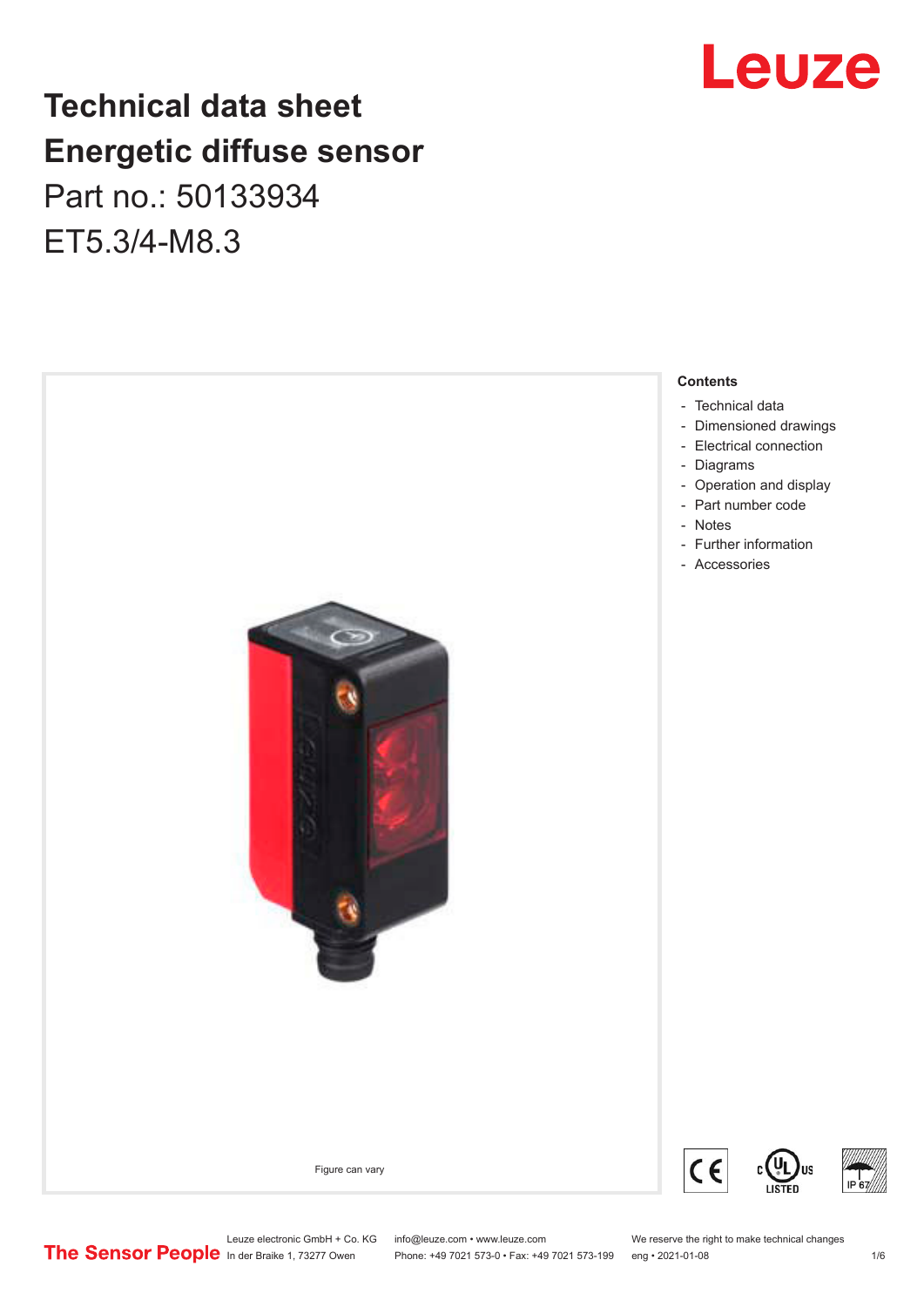# Technical data sheet
# Energetic diffuse sensor

Part no.: 50133934

ET5.3/4-M8.3

Figure can vary

**Contents**

- Technical data
- Dimensioned drawings
- Electrical connection
- Diagrams
- Operation and display
- Part number code
- Notes
- Further information
- Accessories

Leuze electronic GmbH + Co. KG
In der Braike 1, 73277 Owen

info@leuze.com • www.leuze.com
Phone: +49 7021 573-0 • Fax: +49 7021 573-199

We reserve the right to make technical changes
eng • 2021-01-08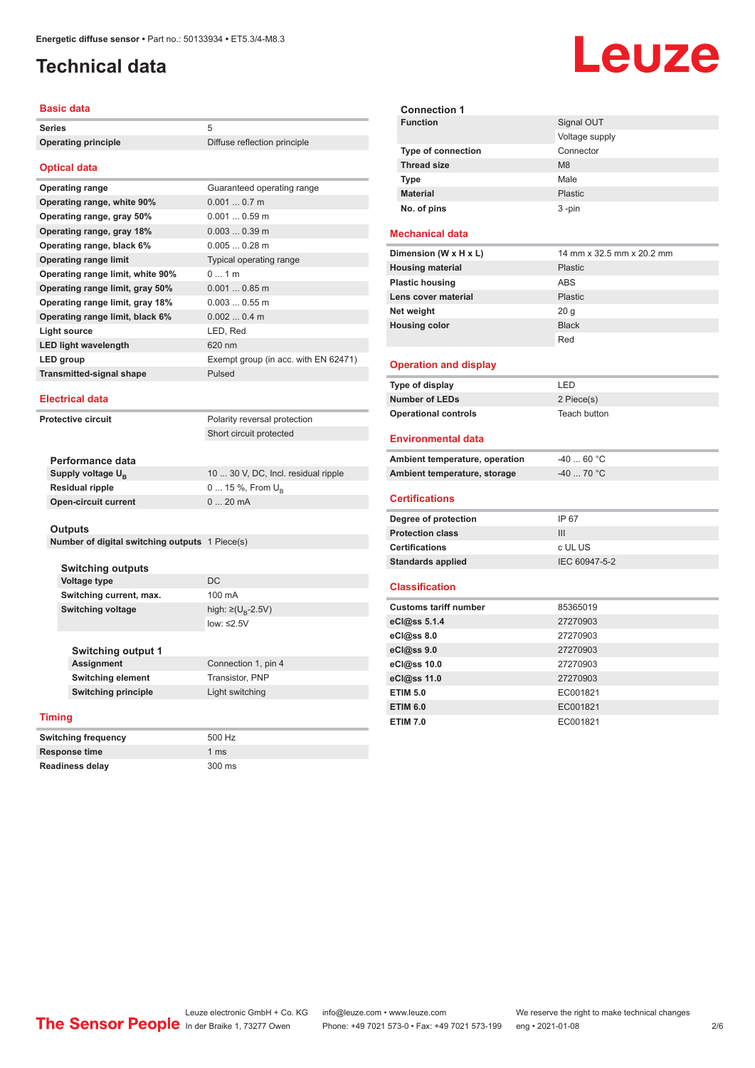# Technical data

## Basic data

| | |
|---|---|
| **Series** | 5 |
| **Operating principle** | Diffuse reflection principle |

## Optical data

| | |
|---|---|
| **Operating range** | Guaranteed operating range |
| **Operating range, white 90%** | 0.001 ... 0.7 m |
| **Operating range, gray 50%** | 0.001 ... 0.59 m |
| **Operating range, gray 18%** | 0.003 ... 0.39 m |
| **Operating range, black 6%** | 0.005 ... 0.28 m |
| **Operating range limit** | Typical operating range |
| **Operating range limit, white 90%** | 0 ... 1 m |
| **Operating range limit, gray 50%** | 0.001 ... 0.85 m |
| **Operating range limit, gray 18%** | 0.003 ... 0.55 m |
| **Operating range limit, black 6%** | 0.002 ... 0.4 m |
| **Light source** | LED, Red |
| **LED light wavelength** | 620 nm |
| **LED group** | Exempt group (in acc. with EN 62471) |
| **Transmitted-signal shape** | Pulsed |

## Electrical data

| | |
|---|---|
| **Protective circuit** | Polarity reversal protection |
| | Short circuit protected |

### Performance data

| | |
|---|---|
| **Supply voltage $U_B$** | 10 ... 30 V, DC, Incl. residual ripple |
| **Residual ripple** | 0 ... 15 %, From $U_B$ |
| **Open-circuit current** | 0 ... 20 mA |

### Outputs

| | |
|---|---|
| **Number of digital switching outputs** | 1 Piece(s) |

### Switching outputs

| | |
|---|---|
| **Voltage type** | DC |
| **Switching current, max.** | 100 mA |
| **Switching voltage** | high: ≥($U_B$-2.5V) |
| | low: ≤2.5V |

### Switching output 1

| | |
|---|---|
| **Assignment** | Connection 1, pin 4 |
| **Switching element** | Transistor, PNP |
| **Switching principle** | Light switching |

## Timing

| | |
|---|---|
| **Switching frequency** | 500 Hz |
| **Response time** | 1 ms |
| **Readiness delay** | 300 ms |

### Connection 1

| | |
|---|---|
| **Function** | Signal OUT |
| | Voltage supply |
| **Type of connection** | Connector |
| **Thread size** | M8 |
| **Type** | Male |
| **Material** | Plastic |
| **No. of pins** | 3 -pin |

## Mechanical data

| | |
|---|---|
| **Dimension (W x H x L)** | 14 mm x 32.5 mm x 20.2 mm |
| **Housing material** | Plastic |
| **Plastic housing** | ABS |
| **Lens cover material** | Plastic |
| **Net weight** | 20 g |
| **Housing color** | Black |
| | Red |

## Operation and display

| | |
|---|---|
| **Type of display** | LED |
| **Number of LEDs** | 2 Piece(s) |
| **Operational controls** | Teach button |

## Environmental data

| | |
|---|---|
| **Ambient temperature, operation** | -40 ... 60 °C |
| **Ambient temperature, storage** | -40 ... 70 °C |

## Certifications

| | |
|---|---|
| **Degree of protection** | IP 67 |
| **Protection class** | III |
| **Certifications** | c UL US |
| **Standards applied** | IEC 60947-5-2 |

## Classification

| | |
|---|---|
| **Customs tariff number** | 85365019 |
| **eCl@ss 5.1.4** | 27270903 |
| **eCl@ss 8.0** | 27270903 |
| **eCl@ss 9.0** | 27270903 |
| **eCl@ss 10.0** | 27270903 |
| **eCl@ss 11.0** | 27270903 |
| **ETIM 5.0** | EC001821 |
| **ETIM 6.0** | EC001821 |
| **ETIM 7.0** | EC001821 |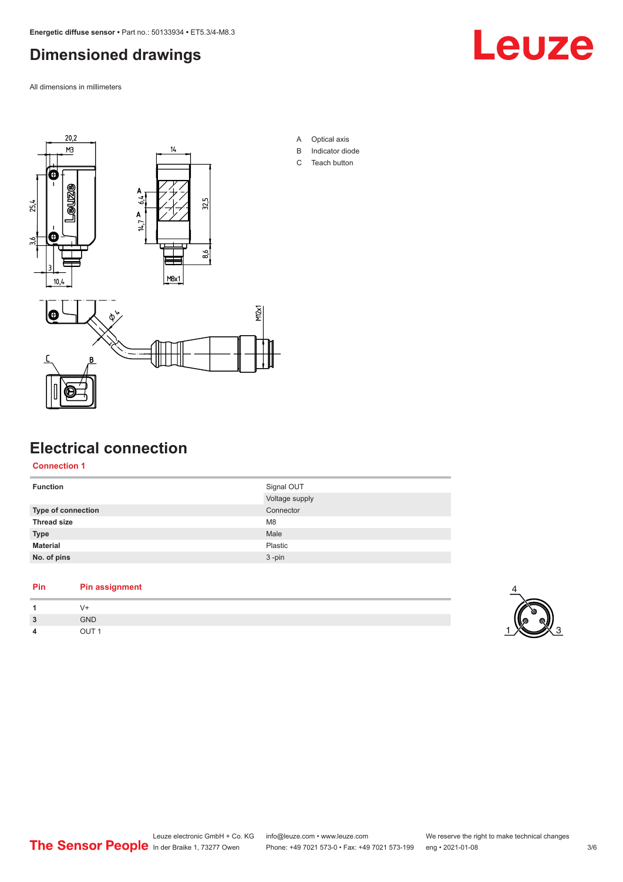# Dimensioned drawings

All dimensions in millimeters

A Optical axis
B Indicator diode
C Teach button

# Electrical connection

## Connection 1

| Function | Signal OUT |
|---|---|
| | Voltage supply |
| Type of connection | Connector |
| Thread size | M8 |
| Type | Male |
| Material | Plastic |
| No. of pins | 3 -pin |

| Pin | Pin assignment |
|---|---|
| 1 | V+ |
| 3 | GND |
| 4 | OUT 1 |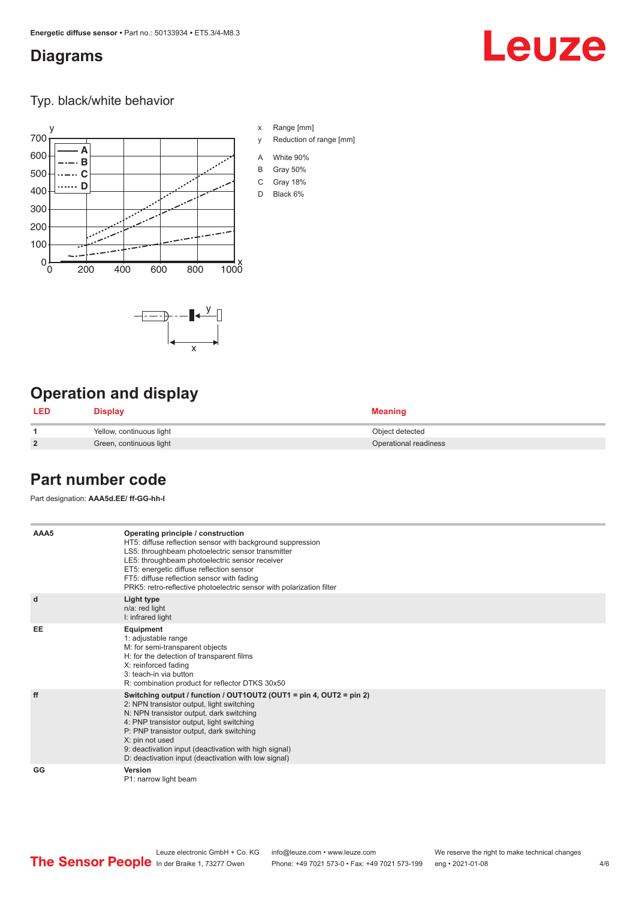## Diagrams

### Typ. black/white behavior

x Range [mm]

y Reduction of range [mm]

A White 90%

B Gray 50%

C Gray 18%

D Black 6%

## Operation and display

| LED | Display | Meaning |
|---|---|---|
| 1 | Yellow, continuous light | Object detected |
| 2 | Green, continuous light | Operational readiness |

## Part number code

Part designation: **AAA5d.EE/ ff-GG-hh-I**

| | |
|---|---|
| AAA5 | **Operating principle / construction**<br>HT5: diffuse reflection sensor with background suppression<br>LS5: throughbeam photoelectric sensor transmitter<br>LE5: throughbeam photoelectric sensor receiver<br>ET5: energetic diffuse reflection sensor<br>FT5: diffuse reflection sensor with fading<br>PRK5: retro-reflective photoelectric sensor with polarization filter |
| d | **Light type**<br>n/a: red light<br>I: infrared light |
| EE | **Equipment**<br>1: adjustable range<br>M: for semi-transparent objects<br>H: for the detection of transparent films<br>X: reinforced fading<br>3: teach-in via button<br>R: combination product for reflector DTKS 30x50 |
| ff | **Switching output / function / OUT1OUT2 (OUT1 = pin 4, OUT2 = pin 2)**<br>2: NPN transistor output, light switching<br>N: NPN transistor output, dark switching<br>4: PNP transistor output, light switching<br>P: PNP transistor output, dark switching<br>X: pin not used<br>9: deactivation input (deactivation with high signal)<br>D: deactivation input (deactivation with low signal) |
| GG | **Version**<br>P1: narrow light beam |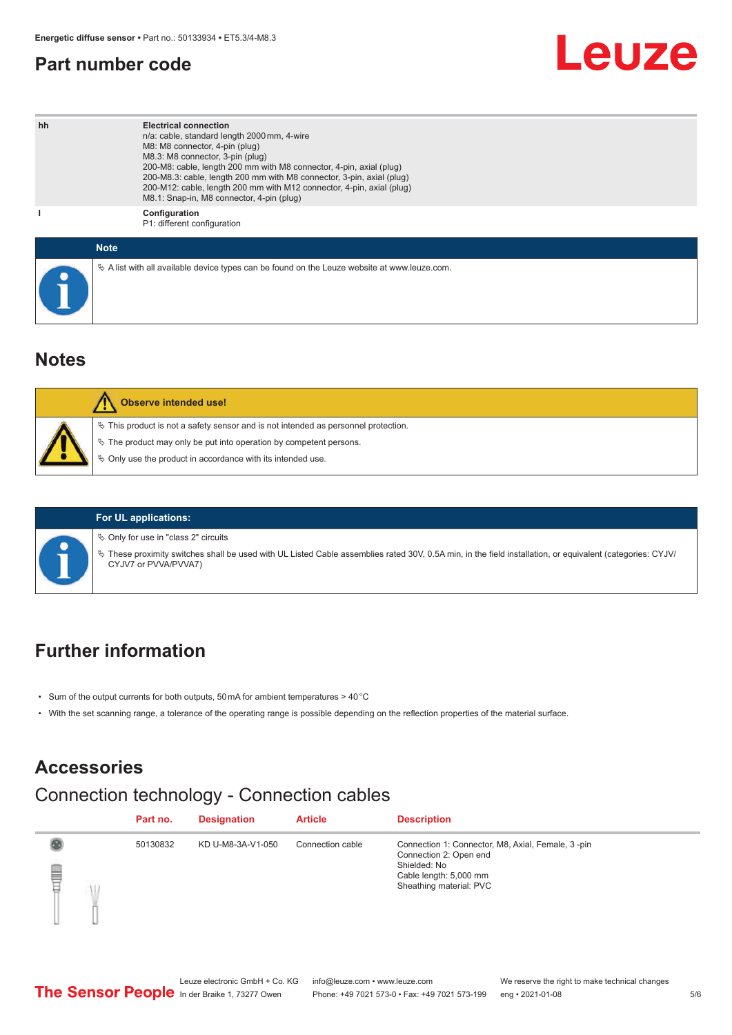## Part number code

| hh | **Electrical connection**<br>n/a: cable, standard length 2000 mm, 4-wire<br>M8: M8 connector, 4-pin (plug)<br>M8.3: M8 connector, 3-pin (plug)<br>200-M8: cable, length 200 mm with M8 connector, 4-pin, axial (plug)<br>200-M8.3: cable, length 200 mm with M8 connector, 3-pin, axial (plug)<br>200-M12: cable, length 200 mm with M12 connector, 4-pin, axial (plug)<br>M8.1: Snap-in, M8 connector, 4-pin (plug) |
|---|---|
| I | **Configuration**<br>P1: different configuration |

**Note**

- A list with all available device types can be found on the Leuze website at www.leuze.com.

## Notes

**Observe intended use!**

- This product is not a safety sensor and is not intended as personnel protection.
- The product may only be put into operation by competent persons.
- Only use the product in accordance with its intended use.

**For UL applications:**

- Only for use in "class 2" circuits
- These proximity switches shall be used with UL Listed Cable assemblies rated 30V, 0.5A min, in the field installation, or equivalent (categories: CYJV/CYJV7 or PVVA/PVVA7)

## Further information

- Sum of the output currents for both outputs, 50 mA for ambient temperatures > 40 °C
- With the set scanning range, a tolerance of the operating range is possible depending on the reflection properties of the material surface.

## Accessories

### Connection technology - Connection cables

| Part no. | Designation | Article | Description |
|---|---|---|---|
| 50130832 | KD U-M8-3A-V1-050 | Connection cable | Connection 1: Connector, M8, Axial, Female, 3 -pin<br>Connection 2: Open end<br>Shielded: No<br>Cable length: 5,000 mm<br>Sheathing material: PVC |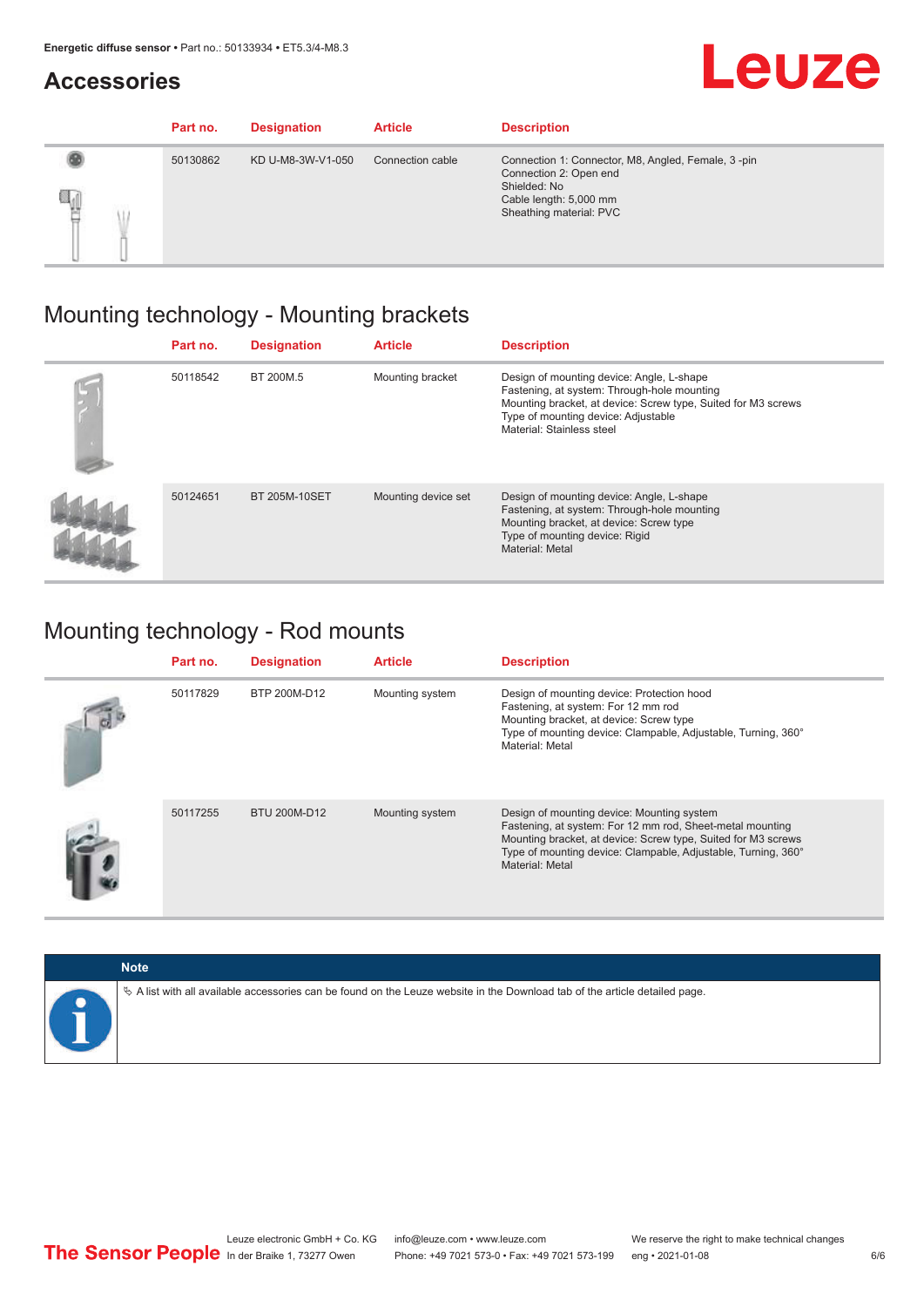## Accessories

| | Part no. | Designation | Article | Description |
|---|---|---|---|---|
| | 50130862 | KD U-M8-3W-V1-050 | Connection cable | Connection 1: Connector, M8, Angled, Female, 3 -pin<br>Connection 2: Open end<br>Shielded: No<br>Cable length: 5,000 mm<br>Sheathing material: PVC |

## Mounting technology - Mounting brackets

| | Part no. | Designation | Article | Description |
|---|---|---|---|---|
| | 50118542 | BT 200M.5 | Mounting bracket | Design of mounting device: Angle, L-shape<br>Fastening, at system: Through-hole mounting<br>Mounting bracket, at device: Screw type, Suited for M3 screws<br>Type of mounting device: Adjustable<br>Material: Stainless steel |
| | 50124651 | BT 205M-10SET | Mounting device set | Design of mounting device: Angle, L-shape<br>Fastening, at system: Through-hole mounting<br>Mounting bracket, at device: Screw type<br>Type of mounting device: Rigid<br>Material: Metal |

## Mounting technology - Rod mounts

| | Part no. | Designation | Article | Description |
|---|---|---|---|---|
| | 50117829 | BTP 200M-D12 | Mounting system | Design of mounting device: Protection hood<br>Fastening, at system: For 12 mm rod<br>Mounting bracket, at device: Screw type<br>Type of mounting device: Clampable, Adjustable, Turning, 360°<br>Material: Metal |
| | 50117255 | BTU 200M-D12 | Mounting system | Design of mounting device: Mounting system<br>Fastening, at system: For 12 mm rod, Sheet-metal mounting<br>Mounting bracket, at device: Screw type, Suited for M3 screws<br>Type of mounting device: Clampable, Adjustable, Turning, 360°<br>Material: Metal |

**Note**

🔖 A list with all available accessories can be found on the Leuze website in the Download tab of the article detailed page.